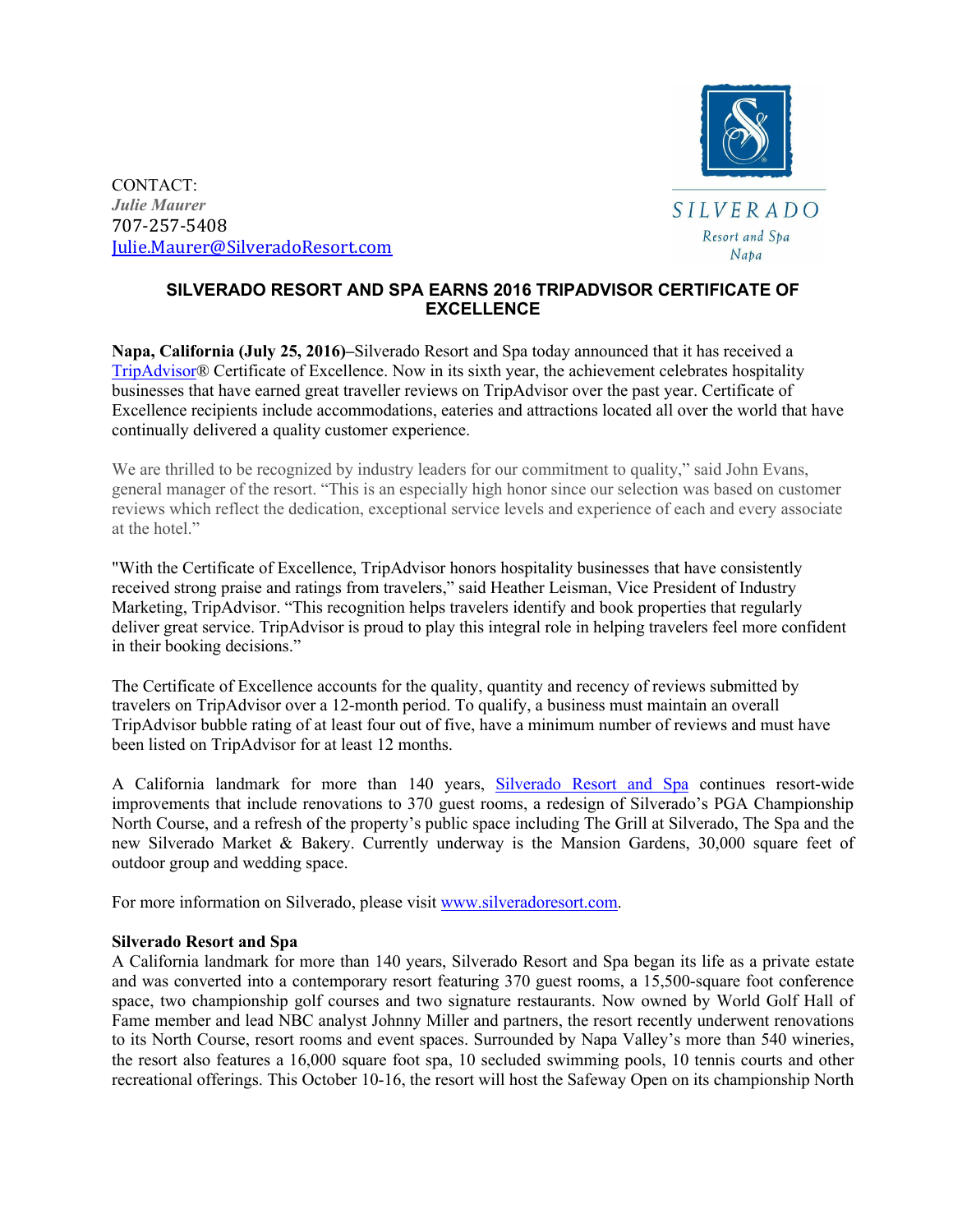CONTACT:
*Julie Maurer*
707-257-5408
Julie.Maurer@SilveradoResort.com

SILVERADO
Resort and Spa
Napa

## SILVERADO RESORT AND SPA EARNS 2016 TRIPADVISOR CERTIFICATE OF EXCELLENCE

**Napa, California (July 25, 2016)–**Silverado Resort and Spa today announced that it has received a TripAdvisor® Certificate of Excellence. Now in its sixth year, the achievement celebrates hospitality businesses that have earned great traveller reviews on TripAdvisor over the past year. Certificate of Excellence recipients include accommodations, eateries and attractions located all over the world that have continually delivered a quality customer experience.

We are thrilled to be recognized by industry leaders for our commitment to quality," said John Evans, general manager of the resort. "This is an especially high honor since our selection was based on customer reviews which reflect the dedication, exceptional service levels and experience of each and every associate at the hotel."

"With the Certificate of Excellence, TripAdvisor honors hospitality businesses that have consistently received strong praise and ratings from travelers," said Heather Leisman, Vice President of Industry Marketing, TripAdvisor. "This recognition helps travelers identify and book properties that regularly deliver great service. TripAdvisor is proud to play this integral role in helping travelers feel more confident in their booking decisions."

The Certificate of Excellence accounts for the quality, quantity and recency of reviews submitted by travelers on TripAdvisor over a 12-month period. To qualify, a business must maintain an overall TripAdvisor bubble rating of at least four out of five, have a minimum number of reviews and must have been listed on TripAdvisor for at least 12 months.

A California landmark for more than 140 years, Silverado Resort and Spa continues resort-wide improvements that include renovations to 370 guest rooms, a redesign of Silverado's PGA Championship North Course, and a refresh of the property's public space including The Grill at Silverado, The Spa and the new Silverado Market & Bakery. Currently underway is the Mansion Gardens, 30,000 square feet of outdoor group and wedding space.

For more information on Silverado, please visit www.silveradoresort.com.

**Silverado Resort and Spa**
A California landmark for more than 140 years, Silverado Resort and Spa began its life as a private estate and was converted into a contemporary resort featuring 370 guest rooms, a 15,500-square foot conference space, two championship golf courses and two signature restaurants. Now owned by World Golf Hall of Fame member and lead NBC analyst Johnny Miller and partners, the resort recently underwent renovations to its North Course, resort rooms and event spaces. Surrounded by Napa Valley's more than 540 wineries, the resort also features a 16,000 square foot spa, 10 secluded swimming pools, 10 tennis courts and other recreational offerings. This October 10-16, the resort will host the Safeway Open on its championship North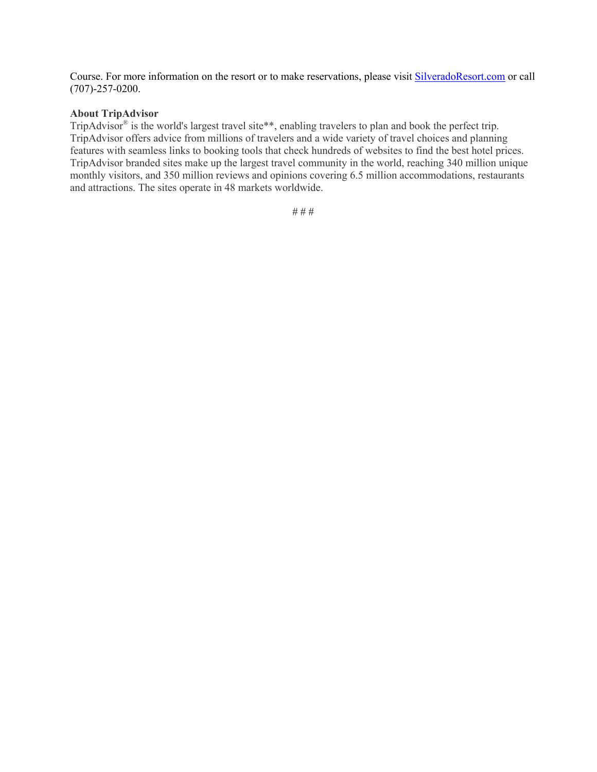Course. For more information on the resort or to make reservations, please visit [SilveradoResort.com](http://SilveradoResort.com) or call (707)-257-0200.

**About TripAdvisor**
TripAdvisor® is the world's largest travel site**, enabling travelers to plan and book the perfect trip. TripAdvisor offers advice from millions of travelers and a wide variety of travel choices and planning features with seamless links to booking tools that check hundreds of websites to find the best hotel prices. TripAdvisor branded sites make up the largest travel community in the world, reaching 340 million unique monthly visitors, and 350 million reviews and opinions covering 6.5 million accommodations, restaurants and attractions. The sites operate in 48 markets worldwide.

# # #